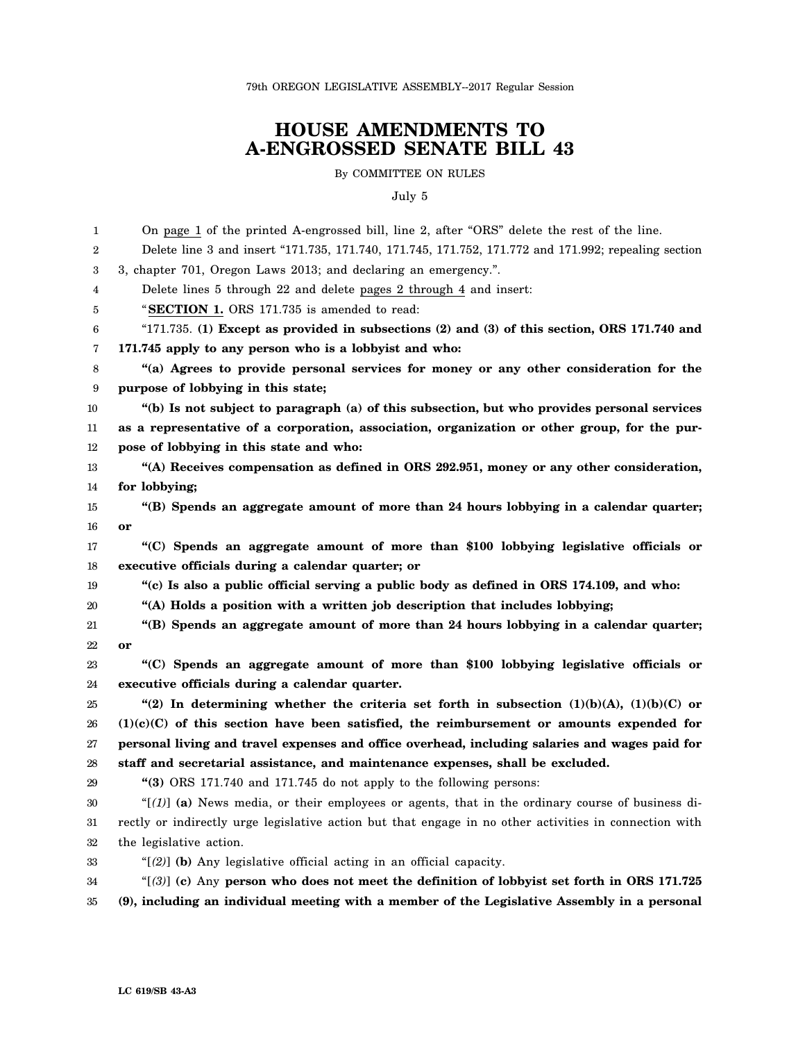79th OREGON LEGISLATIVE ASSEMBLY--2017 Regular Session

# HOUSE AMENDMENTS TO A-ENGROSSED SENATE BILL 43

By COMMITTEE ON RULES

July 5

On page 1 of the printed A-engrossed bill, line 2, after "ORS" delete the rest of the line.

Delete line 3 and insert "171.735, 171.740, 171.745, 171.752, 171.772 and 171.992; repealing section 3, chapter 701, Oregon Laws 2013; and declaring an emergency.".

Delete lines 5 through 22 and delete pages 2 through 4 and insert:

"**SECTION 1.** ORS 171.735 is amended to read:

"171.735. **(1) Except as provided in subsections (2) and (3) of this section, ORS 171.740 and 171.745 apply to any person who is a lobbyist and who:**

**"(a) Agrees to provide personal services for money or any other consideration for the purpose of lobbying in this state;**

**"(b) Is not subject to paragraph (a) of this subsection, but who provides personal services as a representative of a corporation, association, organization or other group, for the purpose of lobbying in this state and who:**

**"(A) Receives compensation as defined in ORS 292.951, money or any other consideration, for lobbying;**

**"(B) Spends an aggregate amount of more than 24 hours lobbying in a calendar quarter; or**

**"(C) Spends an aggregate amount of more than $100 lobbying legislative officials or executive officials during a calendar quarter; or**

**"(c) Is also a public official serving a public body as defined in ORS 174.109, and who:**

**"(A) Holds a position with a written job description that includes lobbying;**

**"(B) Spends an aggregate amount of more than 24 hours lobbying in a calendar quarter; or**

**"(C) Spends an aggregate amount of more than $100 lobbying legislative officials or executive officials during a calendar quarter.**

**"(2) In determining whether the criteria set forth in subsection (1)(b)(A), (1)(b)(C) or (1)(c)(C) of this section have been satisfied, the reimbursement or amounts expended for personal living and travel expenses and office overhead, including salaries and wages paid for staff and secretarial assistance, and maintenance expenses, shall be excluded.**

**"(3)** ORS 171.740 and 171.745 do not apply to the following persons:

"[*(1)*] **(a)** News media, or their employees or agents, that in the ordinary course of business directly or indirectly urge legislative action but that engage in no other activities in connection with the legislative action.

"[*(2)*] **(b)** Any legislative official acting in an official capacity.

"[*(3)*] **(c)** Any **person who does not meet the definition of lobbyist set forth in ORS 171.725 (9), including an individual meeting with a member of the Legislative Assembly in a personal**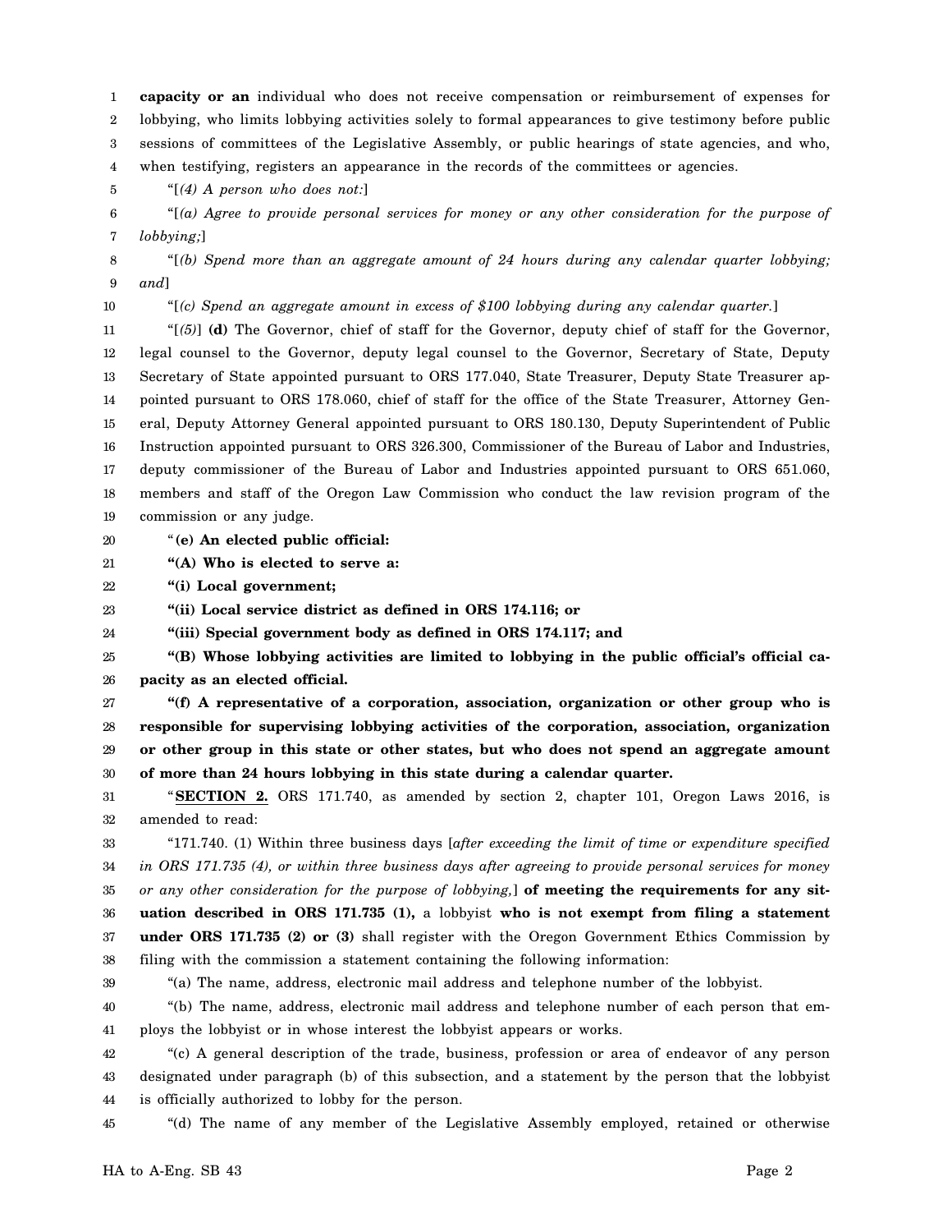**capacity or an** individual who does not receive compensation or reimbursement of expenses for lobbying, who limits lobbying activities solely to formal appearances to give testimony before public sessions of committees of the Legislative Assembly, or public hearings of state agencies, and who, when testifying, registers an appearance in the records of the committees or agencies.

"[*(4) A person who does not:*]

"[*(a) Agree to provide personal services for money or any other consideration for the purpose of lobbying;*]

"[*(b) Spend more than an aggregate amount of 24 hours during any calendar quarter lobbying; and*]

"[*(c) Spend an aggregate amount in excess of $100 lobbying during any calendar quarter.*]

"[*(5)*] **(d)** The Governor, chief of staff for the Governor, deputy chief of staff for the Governor, legal counsel to the Governor, deputy legal counsel to the Governor, Secretary of State, Deputy Secretary of State appointed pursuant to ORS 177.040, State Treasurer, Deputy State Treasurer appointed pursuant to ORS 178.060, chief of staff for the office of the State Treasurer, Attorney General, Deputy Attorney General appointed pursuant to ORS 180.130, Deputy Superintendent of Public Instruction appointed pursuant to ORS 326.300, Commissioner of the Bureau of Labor and Industries, deputy commissioner of the Bureau of Labor and Industries appointed pursuant to ORS 651.060, members and staff of the Oregon Law Commission who conduct the law revision program of the commission or any judge.

"**(e) An elected public official:**

**"(A) Who is elected to serve a:**

**"(i) Local government;**

**"(ii) Local service district as defined in ORS 174.116; or**

**"(iii) Special government body as defined in ORS 174.117; and**

**"(B) Whose lobbying activities are limited to lobbying in the public official's official capacity as an elected official.**

**"(f) A representative of a corporation, association, organization or other group who is responsible for supervising lobbying activities of the corporation, association, organization or other group in this state or other states, but who does not spend an aggregate amount of more than 24 hours lobbying in this state during a calendar quarter.**

"**SECTION 2.** ORS 171.740, as amended by section 2, chapter 101, Oregon Laws 2016, is amended to read:

"171.740. (1) Within three business days [*after exceeding the limit of time or expenditure specified in ORS 171.735 (4), or within three business days after agreeing to provide personal services for money or any other consideration for the purpose of lobbying,*] **of meeting the requirements for any situation described in ORS 171.735 (1),** a lobbyist **who is not exempt from filing a statement under ORS 171.735 (2) or (3)** shall register with the Oregon Government Ethics Commission by filing with the commission a statement containing the following information:

"(a) The name, address, electronic mail address and telephone number of the lobbyist.

"(b) The name, address, electronic mail address and telephone number of each person that employs the lobbyist or in whose interest the lobbyist appears or works.

"(c) A general description of the trade, business, profession or area of endeavor of any person designated under paragraph (b) of this subsection, and a statement by the person that the lobbyist is officially authorized to lobby for the person.

"(d) The name of any member of the Legislative Assembly employed, retained or otherwise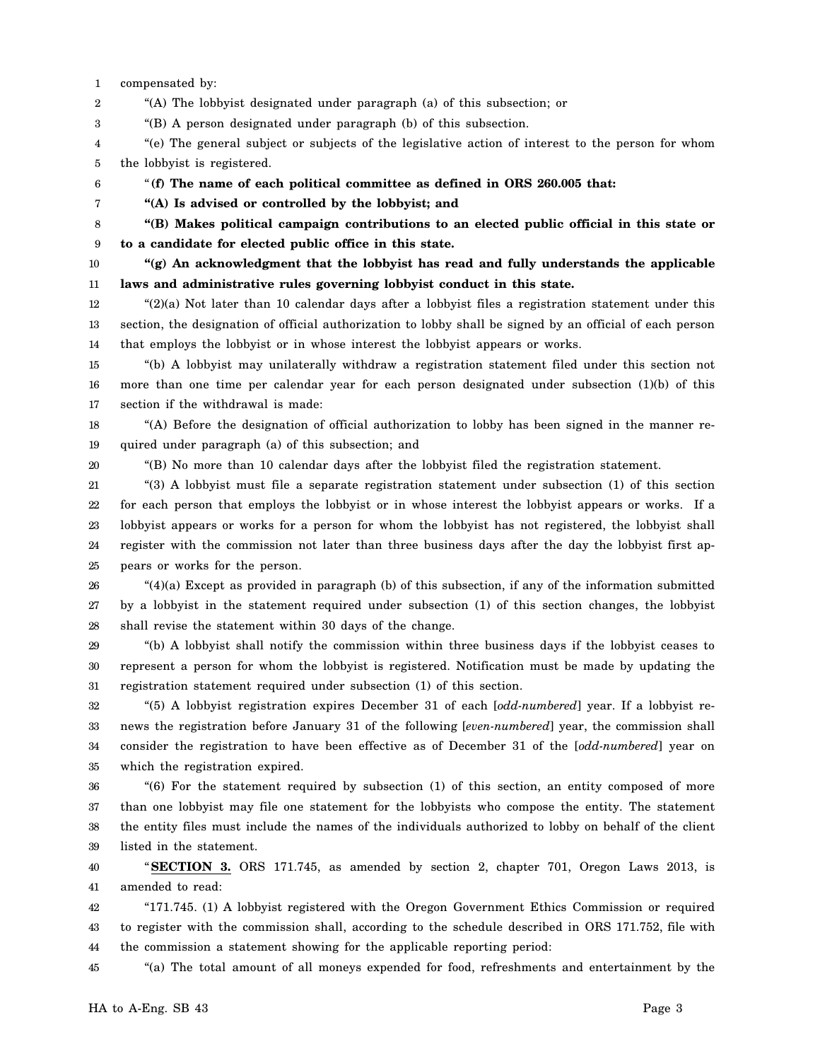compensated by:

"(A) The lobbyist designated under paragraph (a) of this subsection; or

"(B) A person designated under paragraph (b) of this subsection.

"(e) The general subject or subjects of the legislative action of interest to the person for whom the lobbyist is registered.

"**(f) The name of each political committee as defined in ORS 260.005 that:**

**"(A) Is advised or controlled by the lobbyist; and**

**"(B) Makes political campaign contributions to an elected public official in this state or to a candidate for elected public office in this state.**

**"(g) An acknowledgment that the lobbyist has read and fully understands the applicable laws and administrative rules governing lobbyist conduct in this state.**

"(2)(a) Not later than 10 calendar days after a lobbyist files a registration statement under this section, the designation of official authorization to lobby shall be signed by an official of each person that employs the lobbyist or in whose interest the lobbyist appears or works.

"(b) A lobbyist may unilaterally withdraw a registration statement filed under this section not more than one time per calendar year for each person designated under subsection (1)(b) of this section if the withdrawal is made:

"(A) Before the designation of official authorization to lobby has been signed in the manner required under paragraph (a) of this subsection; and

"(B) No more than 10 calendar days after the lobbyist filed the registration statement.

"(3) A lobbyist must file a separate registration statement under subsection (1) of this section for each person that employs the lobbyist or in whose interest the lobbyist appears or works. If a lobbyist appears or works for a person for whom the lobbyist has not registered, the lobbyist shall register with the commission not later than three business days after the day the lobbyist first appears or works for the person.

"(4)(a) Except as provided in paragraph (b) of this subsection, if any of the information submitted by a lobbyist in the statement required under subsection (1) of this section changes, the lobbyist shall revise the statement within 30 days of the change.

"(b) A lobbyist shall notify the commission within three business days if the lobbyist ceases to represent a person for whom the lobbyist is registered. Notification must be made by updating the registration statement required under subsection (1) of this section.

"(5) A lobbyist registration expires December 31 of each [*odd-numbered*] year. If a lobbyist renews the registration before January 31 of the following [*even-numbered*] year, the commission shall consider the registration to have been effective as of December 31 of the [*odd-numbered*] year on which the registration expired.

"(6) For the statement required by subsection (1) of this section, an entity composed of more than one lobbyist may file one statement for the lobbyists who compose the entity. The statement the entity files must include the names of the individuals authorized to lobby on behalf of the client listed in the statement.

"**SECTION 3.** ORS 171.745, as amended by section 2, chapter 701, Oregon Laws 2013, is amended to read:

"171.745. (1) A lobbyist registered with the Oregon Government Ethics Commission or required to register with the commission shall, according to the schedule described in ORS 171.752, file with the commission a statement showing for the applicable reporting period:

"(a) The total amount of all moneys expended for food, refreshments and entertainment by the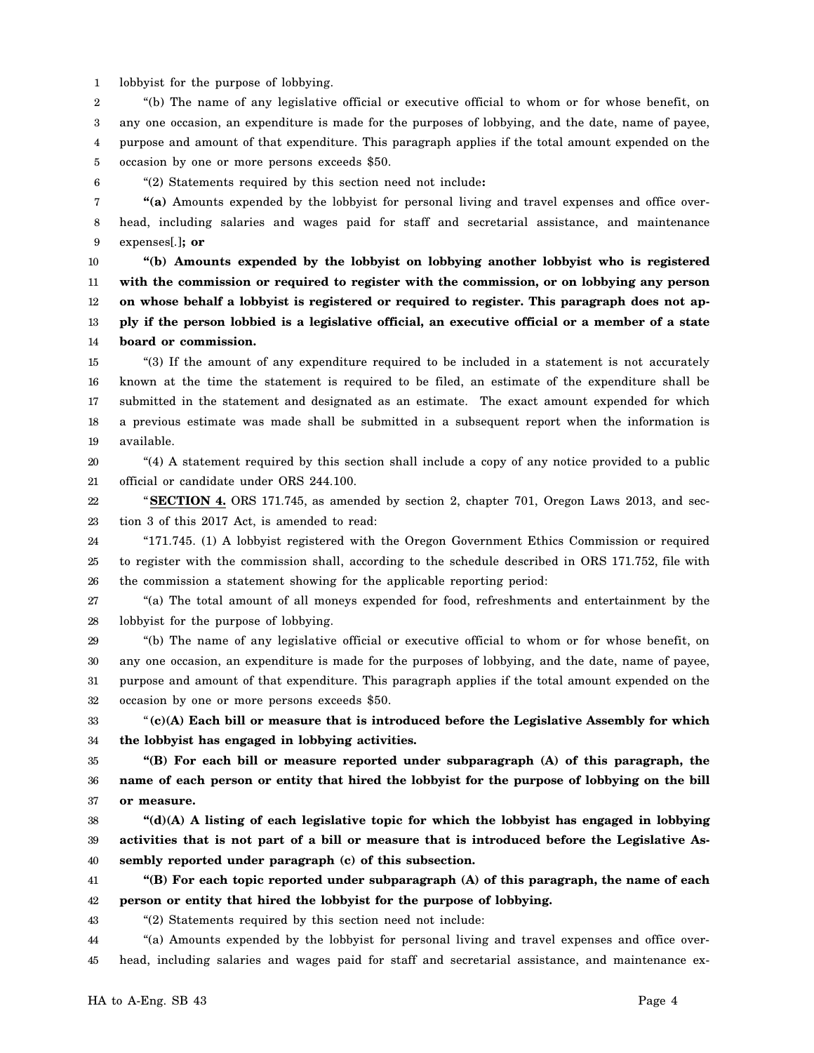lobbyist for the purpose of lobbying.

"(b) The name of any legislative official or executive official to whom or for whose benefit, on any one occasion, an expenditure is made for the purposes of lobbying, and the date, name of payee, purpose and amount of that expenditure. This paragraph applies if the total amount expended on the occasion by one or more persons exceeds $50.

"(2) Statements required by this section need not include**:**

**"(a)** Amounts expended by the lobbyist for personal living and travel expenses and office overhead, including salaries and wages paid for staff and secretarial assistance, and maintenance expenses[.]**; or**

**"(b) Amounts expended by the lobbyist on lobbying another lobbyist who is registered with the commission or required to register with the commission, or on lobbying any person on whose behalf a lobbyist is registered or required to register. This paragraph does not apply if the person lobbied is a legislative official, an executive official or a member of a state board or commission.**

"(3) If the amount of any expenditure required to be included in a statement is not accurately known at the time the statement is required to be filed, an estimate of the expenditure shall be submitted in the statement and designated as an estimate. The exact amount expended for which a previous estimate was made shall be submitted in a subsequent report when the information is available.

"(4) A statement required by this section shall include a copy of any notice provided to a public official or candidate under ORS 244.100.

"**SECTION 4.** ORS 171.745, as amended by section 2, chapter 701, Oregon Laws 2013, and section 3 of this 2017 Act, is amended to read:

"171.745. (1) A lobbyist registered with the Oregon Government Ethics Commission or required to register with the commission shall, according to the schedule described in ORS 171.752, file with the commission a statement showing for the applicable reporting period:

"(a) The total amount of all moneys expended for food, refreshments and entertainment by the lobbyist for the purpose of lobbying.

"(b) The name of any legislative official or executive official to whom or for whose benefit, on any one occasion, an expenditure is made for the purposes of lobbying, and the date, name of payee, purpose and amount of that expenditure. This paragraph applies if the total amount expended on the occasion by one or more persons exceeds $50.

"**(c)(A) Each bill or measure that is introduced before the Legislative Assembly for which the lobbyist has engaged in lobbying activities.**

**"(B) For each bill or measure reported under subparagraph (A) of this paragraph, the name of each person or entity that hired the lobbyist for the purpose of lobbying on the bill or measure.**

**"(d)(A) A listing of each legislative topic for which the lobbyist has engaged in lobbying activities that is not part of a bill or measure that is introduced before the Legislative Assembly reported under paragraph (c) of this subsection.**

**"(B) For each topic reported under subparagraph (A) of this paragraph, the name of each person or entity that hired the lobbyist for the purpose of lobbying.**

"(2) Statements required by this section need not include:

"(a) Amounts expended by the lobbyist for personal living and travel expenses and office overhead, including salaries and wages paid for staff and secretarial assistance, and maintenance ex-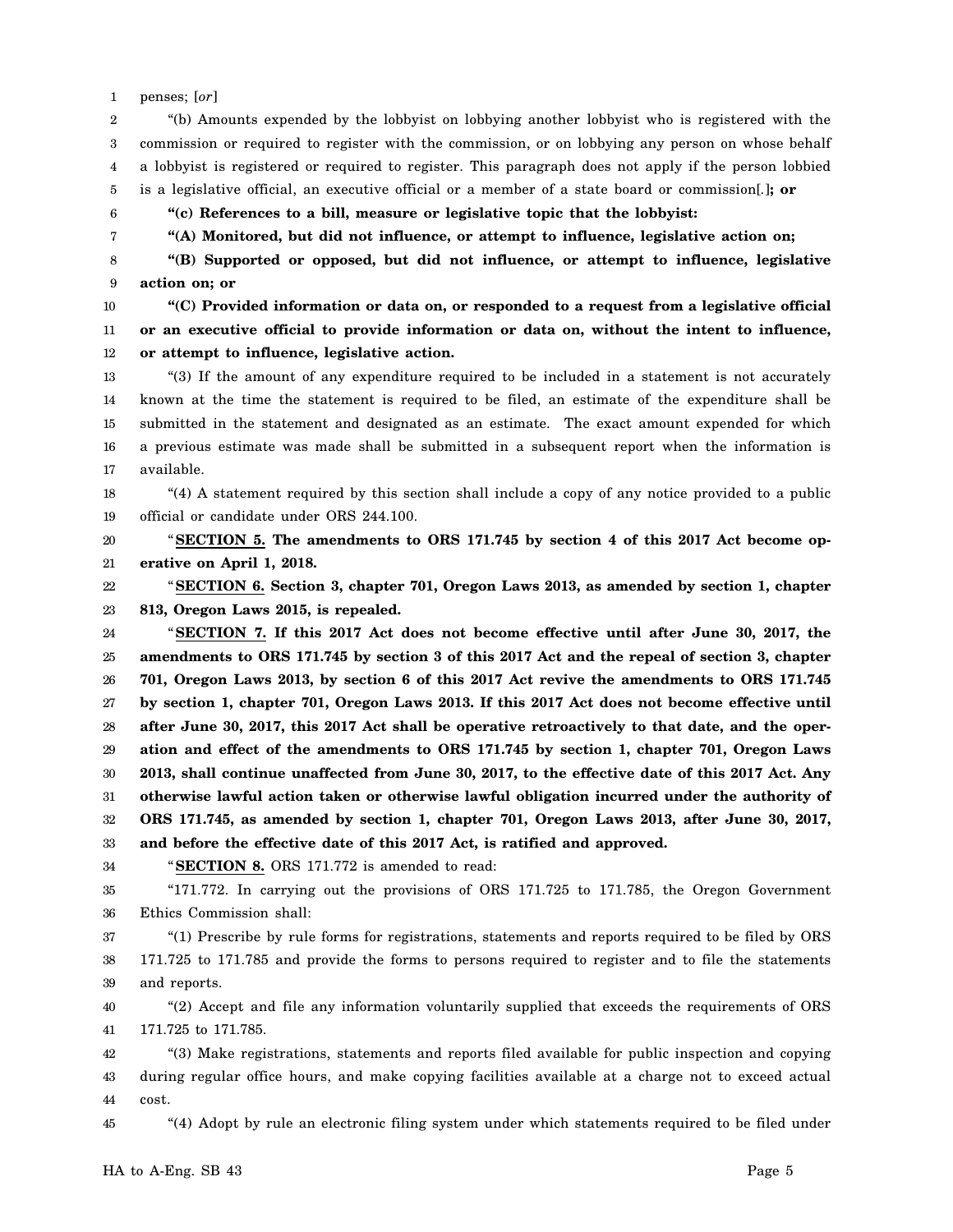penses; [*or*]

"(b) Amounts expended by the lobbyist on lobbying another lobbyist who is registered with the commission or required to register with the commission, or on lobbying any person on whose behalf a lobbyist is registered or required to register. This paragraph does not apply if the person lobbied is a legislative official, an executive official or a member of a state board or commission[.]**; or**

**"(c) References to a bill, measure or legislative topic that the lobbyist:**

**"(A) Monitored, but did not influence, or attempt to influence, legislative action on;**

**"(B) Supported or opposed, but did not influence, or attempt to influence, legislative action on; or**

**"(C) Provided information or data on, or responded to a request from a legislative official or an executive official to provide information or data on, without the intent to influence, or attempt to influence, legislative action.**

"(3) If the amount of any expenditure required to be included in a statement is not accurately known at the time the statement is required to be filed, an estimate of the expenditure shall be submitted in the statement and designated as an estimate. The exact amount expended for which a previous estimate was made shall be submitted in a subsequent report when the information is available.

"(4) A statement required by this section shall include a copy of any notice provided to a public official or candidate under ORS 244.100.

"**SECTION 5. The amendments to ORS 171.745 by section 4 of this 2017 Act become operative on April 1, 2018.**

"**SECTION 6. Section 3, chapter 701, Oregon Laws 2013, as amended by section 1, chapter 813, Oregon Laws 2015, is repealed.**

"**SECTION 7. If this 2017 Act does not become effective until after June 30, 2017, the amendments to ORS 171.745 by section 3 of this 2017 Act and the repeal of section 3, chapter 701, Oregon Laws 2013, by section 6 of this 2017 Act revive the amendments to ORS 171.745 by section 1, chapter 701, Oregon Laws 2013. If this 2017 Act does not become effective until after June 30, 2017, this 2017 Act shall be operative retroactively to that date, and the operation and effect of the amendments to ORS 171.745 by section 1, chapter 701, Oregon Laws 2013, shall continue unaffected from June 30, 2017, to the effective date of this 2017 Act. Any otherwise lawful action taken or otherwise lawful obligation incurred under the authority of ORS 171.745, as amended by section 1, chapter 701, Oregon Laws 2013, after June 30, 2017, and before the effective date of this 2017 Act, is ratified and approved.**

"**SECTION 8.** ORS 171.772 is amended to read:

"171.772. In carrying out the provisions of ORS 171.725 to 171.785, the Oregon Government Ethics Commission shall:

"(1) Prescribe by rule forms for registrations, statements and reports required to be filed by ORS 171.725 to 171.785 and provide the forms to persons required to register and to file the statements and reports.

"(2) Accept and file any information voluntarily supplied that exceeds the requirements of ORS 171.725 to 171.785.

"(3) Make registrations, statements and reports filed available for public inspection and copying during regular office hours, and make copying facilities available at a charge not to exceed actual cost.

"(4) Adopt by rule an electronic filing system under which statements required to be filed under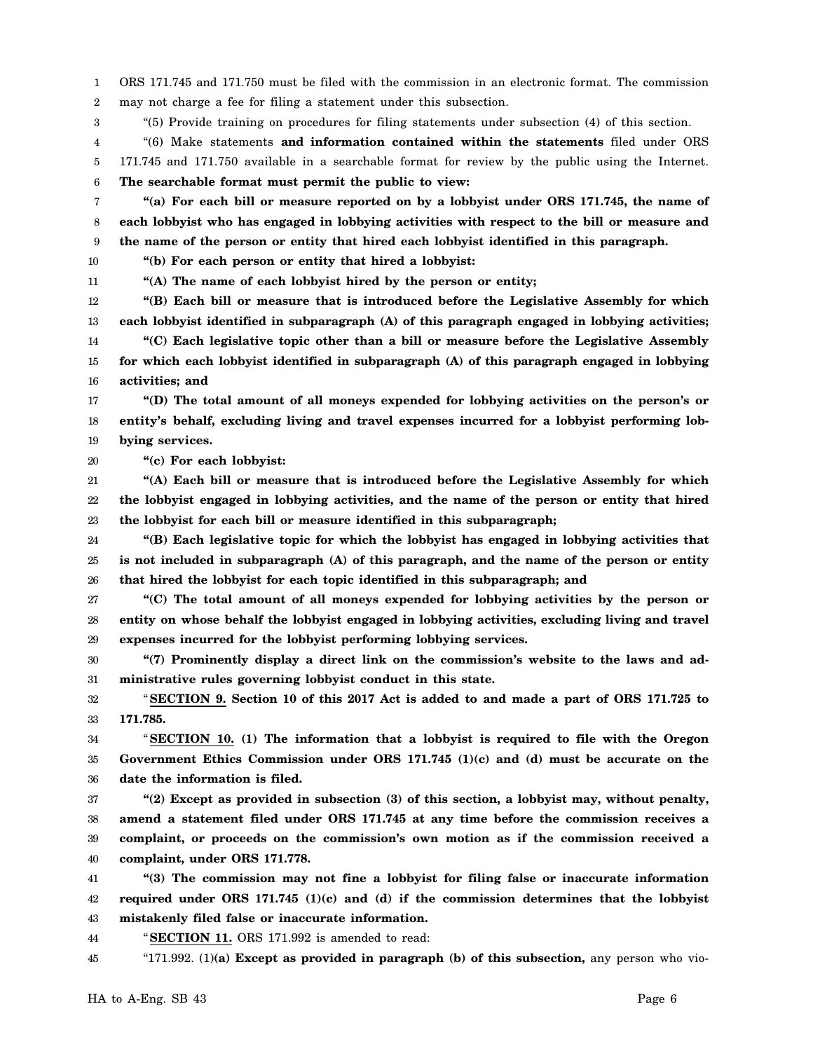ORS 171.745 and 171.750 must be filed with the commission in an electronic format. The commission may not charge a fee for filing a statement under this subsection.

"(5) Provide training on procedures for filing statements under subsection (4) of this section.

"(6) Make statements **and information contained within the statements** filed under ORS 171.745 and 171.750 available in a searchable format for review by the public using the Internet. **The searchable format must permit the public to view:**

**"(a) For each bill or measure reported on by a lobbyist under ORS 171.745, the name of each lobbyist who has engaged in lobbying activities with respect to the bill or measure and the name of the person or entity that hired each lobbyist identified in this paragraph.**

**"(b) For each person or entity that hired a lobbyist:**

**"(A) The name of each lobbyist hired by the person or entity;**

**"(B) Each bill or measure that is introduced before the Legislative Assembly for which each lobbyist identified in subparagraph (A) of this paragraph engaged in lobbying activities;**

**"(C) Each legislative topic other than a bill or measure before the Legislative Assembly for which each lobbyist identified in subparagraph (A) of this paragraph engaged in lobbying activities; and**

**"(D) The total amount of all moneys expended for lobbying activities on the person's or entity's behalf, excluding living and travel expenses incurred for a lobbyist performing lobbying services.**

**"(c) For each lobbyist:**

**"(A) Each bill or measure that is introduced before the Legislative Assembly for which the lobbyist engaged in lobbying activities, and the name of the person or entity that hired the lobbyist for each bill or measure identified in this subparagraph;**

**"(B) Each legislative topic for which the lobbyist has engaged in lobbying activities that is not included in subparagraph (A) of this paragraph, and the name of the person or entity that hired the lobbyist for each topic identified in this subparagraph; and**

**"(C) The total amount of all moneys expended for lobbying activities by the person or entity on whose behalf the lobbyist engaged in lobbying activities, excluding living and travel expenses incurred for the lobbyist performing lobbying services.**

**"(7) Prominently display a direct link on the commission's website to the laws and administrative rules governing lobbyist conduct in this state.**

"**SECTION 9. Section 10 of this 2017 Act is added to and made a part of ORS 171.725 to 171.785.**

"**SECTION 10. (1) The information that a lobbyist is required to file with the Oregon Government Ethics Commission under ORS 171.745 (1)(c) and (d) must be accurate on the date the information is filed.**

**"(2) Except as provided in subsection (3) of this section, a lobbyist may, without penalty, amend a statement filed under ORS 171.745 at any time before the commission receives a complaint, or proceeds on the commission's own motion as if the commission received a complaint, under ORS 171.778.**

**"(3) The commission may not fine a lobbyist for filing false or inaccurate information required under ORS 171.745 (1)(c) and (d) if the commission determines that the lobbyist mistakenly filed false or inaccurate information.**

"**SECTION 11.** ORS 171.992 is amended to read:

"171.992. (1)**(a) Except as provided in paragraph (b) of this subsection,** any person who vio-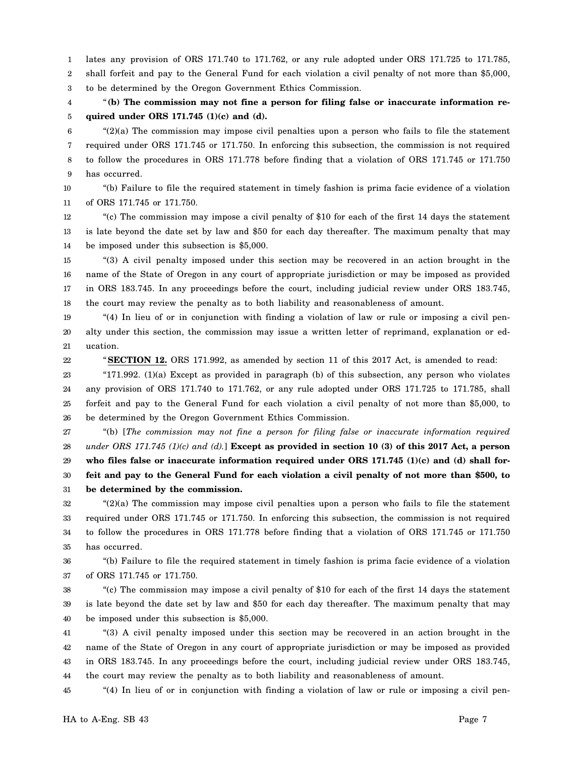lates any provision of ORS 171.740 to 171.762, or any rule adopted under ORS 171.725 to 171.785, shall forfeit and pay to the General Fund for each violation a civil penalty of not more than $5,000, to be determined by the Oregon Government Ethics Commission.

"**(b) The commission may not fine a person for filing false or inaccurate information required under ORS 171.745 (1)(c) and (d).**

"(2)(a) The commission may impose civil penalties upon a person who fails to file the statement required under ORS 171.745 or 171.750. In enforcing this subsection, the commission is not required to follow the procedures in ORS 171.778 before finding that a violation of ORS 171.745 or 171.750 has occurred.

"(b) Failure to file the required statement in timely fashion is prima facie evidence of a violation of ORS 171.745 or 171.750.

"(c) The commission may impose a civil penalty of $10 for each of the first 14 days the statement is late beyond the date set by law and $50 for each day thereafter. The maximum penalty that may be imposed under this subsection is $5,000.

"(3) A civil penalty imposed under this section may be recovered in an action brought in the name of the State of Oregon in any court of appropriate jurisdiction or may be imposed as provided in ORS 183.745. In any proceedings before the court, including judicial review under ORS 183.745, the court may review the penalty as to both liability and reasonableness of amount.

"(4) In lieu of or in conjunction with finding a violation of law or rule or imposing a civil penalty under this section, the commission may issue a written letter of reprimand, explanation or education.

"**SECTION 12.** ORS 171.992, as amended by section 11 of this 2017 Act, is amended to read:

"171.992. (1)(a) Except as provided in paragraph (b) of this subsection, any person who violates any provision of ORS 171.740 to 171.762, or any rule adopted under ORS 171.725 to 171.785, shall forfeit and pay to the General Fund for each violation a civil penalty of not more than $5,000, to be determined by the Oregon Government Ethics Commission.

"(b) [*The commission may not fine a person for filing false or inaccurate information required under ORS 171.745 (1)(c) and (d).*] **Except as provided in section 10 (3) of this 2017 Act, a person who files false or inaccurate information required under ORS 171.745 (1)(c) and (d) shall forfeit and pay to the General Fund for each violation a civil penalty of not more than $500, to be determined by the commission.**

"(2)(a) The commission may impose civil penalties upon a person who fails to file the statement required under ORS 171.745 or 171.750. In enforcing this subsection, the commission is not required to follow the procedures in ORS 171.778 before finding that a violation of ORS 171.745 or 171.750 has occurred.

"(b) Failure to file the required statement in timely fashion is prima facie evidence of a violation of ORS 171.745 or 171.750.

"(c) The commission may impose a civil penalty of $10 for each of the first 14 days the statement is late beyond the date set by law and $50 for each day thereafter. The maximum penalty that may be imposed under this subsection is $5,000.

"(3) A civil penalty imposed under this section may be recovered in an action brought in the name of the State of Oregon in any court of appropriate jurisdiction or may be imposed as provided in ORS 183.745. In any proceedings before the court, including judicial review under ORS 183.745, the court may review the penalty as to both liability and reasonableness of amount.

"(4) In lieu of or in conjunction with finding a violation of law or rule or imposing a civil pen-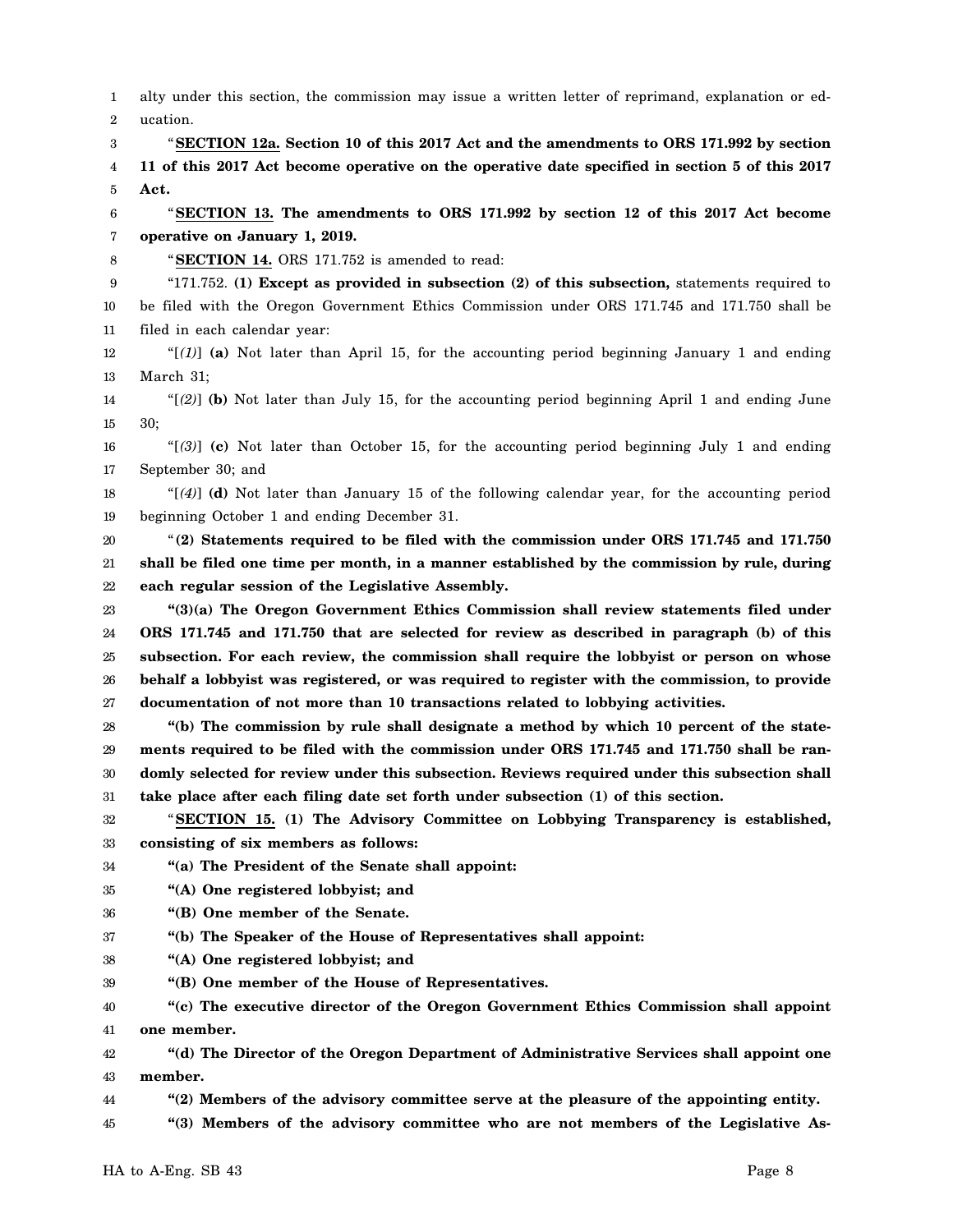alty under this section, the commission may issue a written letter of reprimand, explanation or education.

"**SECTION 12a. Section 10 of this 2017 Act and the amendments to ORS 171.992 by section 11 of this 2017 Act become operative on the operative date specified in section 5 of this 2017 Act.**

"**SECTION 13. The amendments to ORS 171.992 by section 12 of this 2017 Act become operative on January 1, 2019.**

"**SECTION 14.** ORS 171.752 is amended to read:

"171.752. **(1) Except as provided in subsection (2) of this subsection,** statements required to be filed with the Oregon Government Ethics Commission under ORS 171.745 and 171.750 shall be filed in each calendar year:

"[*(1)*] **(a)** Not later than April 15, for the accounting period beginning January 1 and ending March 31;

"[*(2)*] **(b)** Not later than July 15, for the accounting period beginning April 1 and ending June 30;

"[*(3)*] **(c)** Not later than October 15, for the accounting period beginning July 1 and ending September 30; and

"[*(4)*] **(d)** Not later than January 15 of the following calendar year, for the accounting period beginning October 1 and ending December 31.

"**(2) Statements required to be filed with the commission under ORS 171.745 and 171.750 shall be filed one time per month, in a manner established by the commission by rule, during each regular session of the Legislative Assembly.**

**"(3)(a) The Oregon Government Ethics Commission shall review statements filed under ORS 171.745 and 171.750 that are selected for review as described in paragraph (b) of this subsection. For each review, the commission shall require the lobbyist or person on whose behalf a lobbyist was registered, or was required to register with the commission, to provide documentation of not more than 10 transactions related to lobbying activities.**

**"(b) The commission by rule shall designate a method by which 10 percent of the statements required to be filed with the commission under ORS 171.745 and 171.750 shall be randomly selected for review under this subsection. Reviews required under this subsection shall take place after each filing date set forth under subsection (1) of this section.**

"**SECTION 15. (1) The Advisory Committee on Lobbying Transparency is established, consisting of six members as follows:**

**"(a) The President of the Senate shall appoint:**

**"(A) One registered lobbyist; and**

**"(B) One member of the Senate.**

**"(b) The Speaker of the House of Representatives shall appoint:**

**"(A) One registered lobbyist; and**

**"(B) One member of the House of Representatives.**

**"(c) The executive director of the Oregon Government Ethics Commission shall appoint one member.**

**"(d) The Director of the Oregon Department of Administrative Services shall appoint one member.**

**"(2) Members of the advisory committee serve at the pleasure of the appointing entity.**

**"(3) Members of the advisory committee who are not members of the Legislative As-**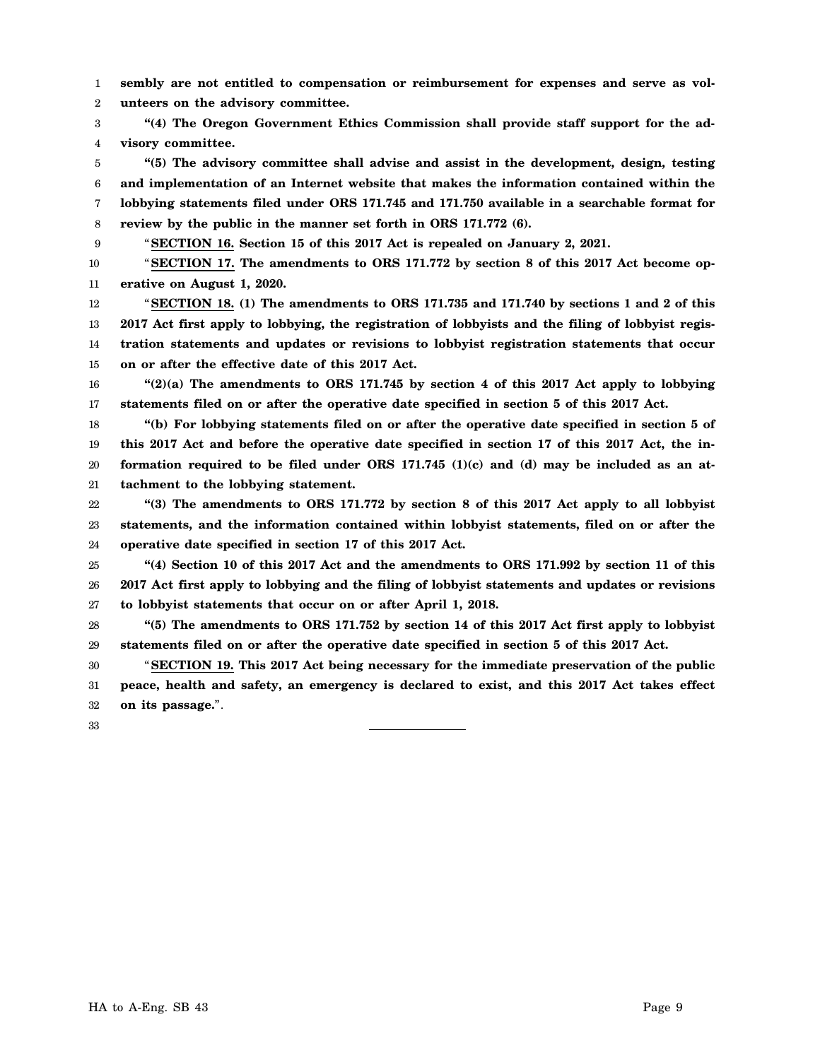**sembly are not entitled to compensation or reimbursement for expenses and serve as volunteers on the advisory committee.**

**"(4) The Oregon Government Ethics Commission shall provide staff support for the advisory committee.**

**"(5) The advisory committee shall advise and assist in the development, design, testing and implementation of an Internet website that makes the information contained within the lobbying statements filed under ORS 171.745 and 171.750 available in a searchable format for review by the public in the manner set forth in ORS 171.772 (6).**

"**SECTION 16. Section 15 of this 2017 Act is repealed on January 2, 2021.**

"**SECTION 17. The amendments to ORS 171.772 by section 8 of this 2017 Act become operative on August 1, 2020.**

"**SECTION 18. (1) The amendments to ORS 171.735 and 171.740 by sections 1 and 2 of this 2017 Act first apply to lobbying, the registration of lobbyists and the filing of lobbyist registration statements and updates or revisions to lobbyist registration statements that occur on or after the effective date of this 2017 Act.**

**"(2)(a) The amendments to ORS 171.745 by section 4 of this 2017 Act apply to lobbying statements filed on or after the operative date specified in section 5 of this 2017 Act.**

**"(b) For lobbying statements filed on or after the operative date specified in section 5 of this 2017 Act and before the operative date specified in section 17 of this 2017 Act, the information required to be filed under ORS 171.745 (1)(c) and (d) may be included as an attachment to the lobbying statement.**

**"(3) The amendments to ORS 171.772 by section 8 of this 2017 Act apply to all lobbyist statements, and the information contained within lobbyist statements, filed on or after the operative date specified in section 17 of this 2017 Act.**

**"(4) Section 10 of this 2017 Act and the amendments to ORS 171.992 by section 11 of this 2017 Act first apply to lobbying and the filing of lobbyist statements and updates or revisions to lobbyist statements that occur on or after April 1, 2018.**

**"(5) The amendments to ORS 171.752 by section 14 of this 2017 Act first apply to lobbyist statements filed on or after the operative date specified in section 5 of this 2017 Act.**

"**SECTION 19. This 2017 Act being necessary for the immediate preservation of the public peace, health and safety, an emergency is declared to exist, and this 2017 Act takes effect on its passage.**".